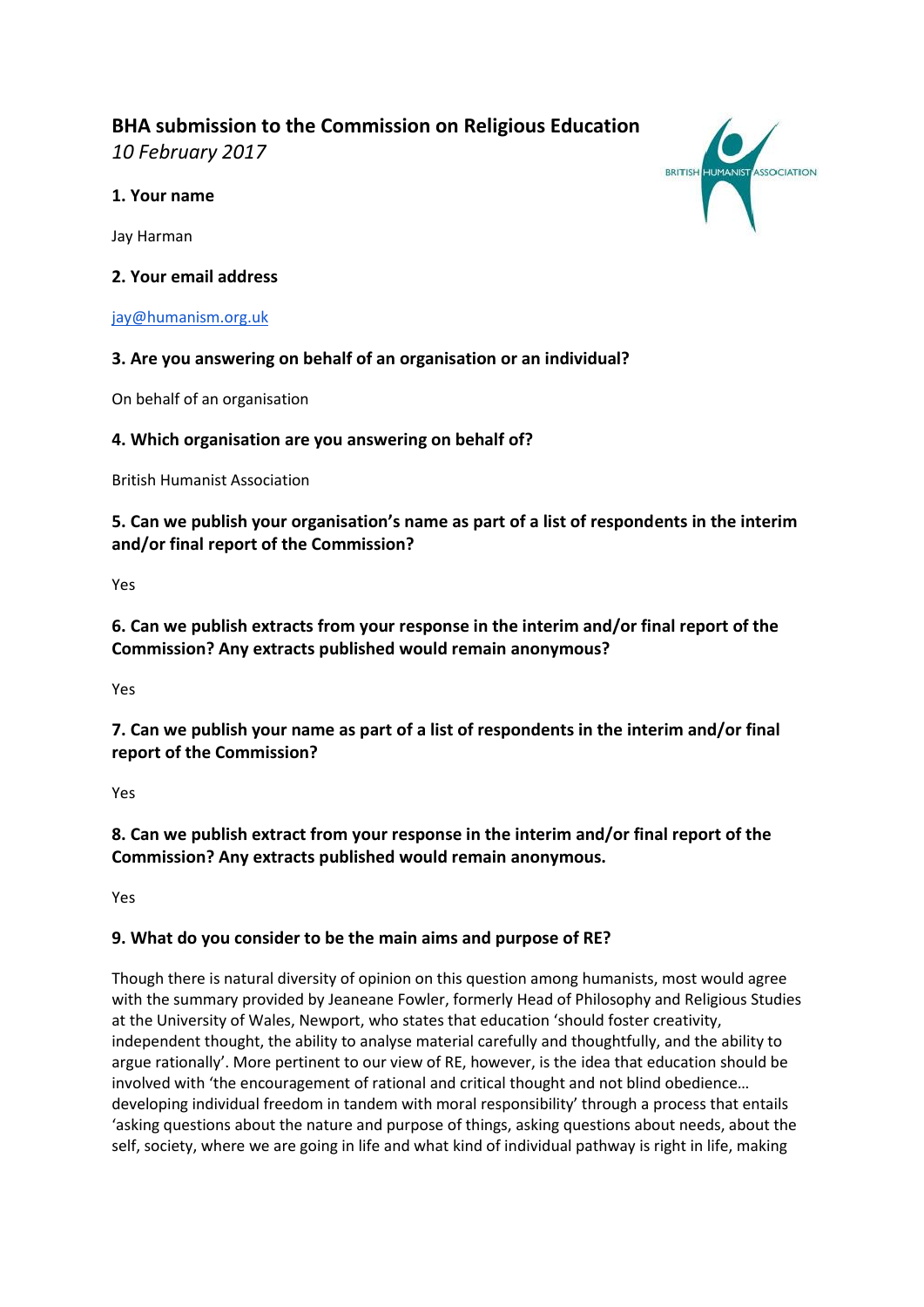# BHA submission to the Commission on Religious Education

*10 February 2017*

### 1. Your name

Jay Harman

### 2. Your email address

jay@humanism.org.uk

### 3. Are you answering on behalf of an organisation or an individual?

On behalf of an organisation

### 4. Which organisation are you answering on behalf of?

British Humanist Association

### 5. Can we publish your organisation's name as part of a list of respondents in the interim and/or final report of the Commission?

Yes

### 6. Can we publish extracts from your response in the interim and/or final report of the Commission? Any extracts published would remain anonymous?

Yes

### 7. Can we publish your name as part of a list of respondents in the interim and/or final report of the Commission?

Yes

### 8. Can we publish extract from your response in the interim and/or final report of the Commission? Any extracts published would remain anonymous.

Yes

### 9. What do you consider to be the main aims and purpose of RE?

Though there is natural diversity of opinion on this question among humanists, most would agree with the summary provided by Jeaneane Fowler, formerly Head of Philosophy and Religious Studies at the University of Wales, Newport, who states that education 'should foster creativity, independent thought, the ability to analyse material carefully and thoughtfully, and the ability to argue rationally'. More pertinent to our view of RE, however, is the idea that education should be involved with 'the encouragement of rational and critical thought and not blind obedience… developing individual freedom in tandem with moral responsibility' through a process that entails 'asking questions about the nature and purpose of things, asking questions about needs, about the self, society, where we are going in life and what kind of individual pathway is right in life, making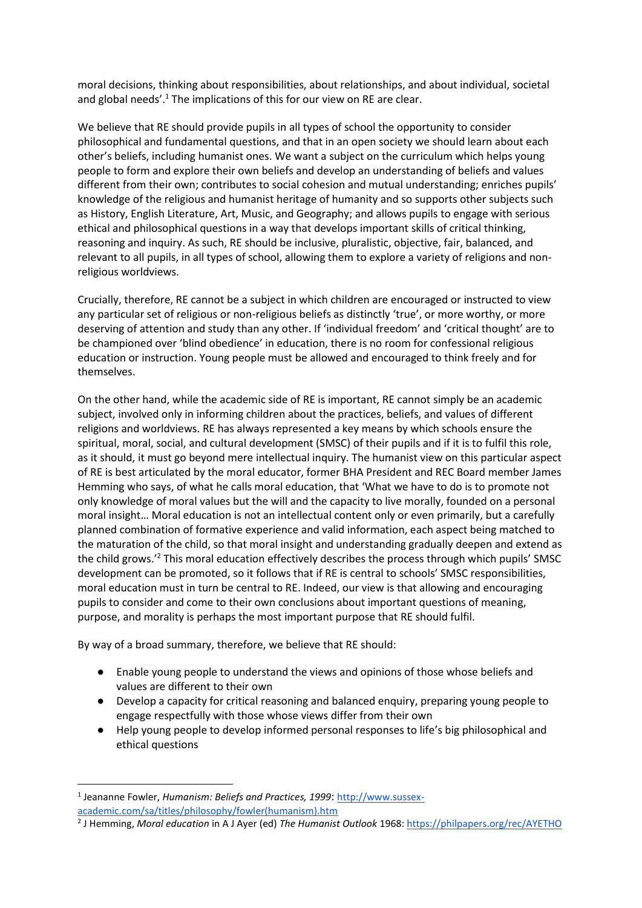moral decisions, thinking about responsibilities, about relationships, and about individual, societal and global needs'.[1] The implications of this for our view on RE are clear.

We believe that RE should provide pupils in all types of school the opportunity to consider philosophical and fundamental questions, and that in an open society we should learn about each other's beliefs, including humanist ones. We want a subject on the curriculum which helps young people to form and explore their own beliefs and develop an understanding of beliefs and values different from their own; contributes to social cohesion and mutual understanding; enriches pupils' knowledge of the religious and humanist heritage of humanity and so supports other subjects such as History, English Literature, Art, Music, and Geography; and allows pupils to engage with serious ethical and philosophical questions in a way that develops important skills of critical thinking, reasoning and inquiry. As such, RE should be inclusive, pluralistic, objective, fair, balanced, and relevant to all pupils, in all types of school, allowing them to explore a variety of religions and non-religious worldviews.

Crucially, therefore, RE cannot be a subject in which children are encouraged or instructed to view any particular set of religious or non-religious beliefs as distinctly 'true', or more worthy, or more deserving of attention and study than any other. If 'individual freedom' and 'critical thought' are to be championed over 'blind obedience' in education, there is no room for confessional religious education or instruction. Young people must be allowed and encouraged to think freely and for themselves.

On the other hand, while the academic side of RE is important, RE cannot simply be an academic subject, involved only in informing children about the practices, beliefs, and values of different religions and worldviews. RE has always represented a key means by which schools ensure the spiritual, moral, social, and cultural development (SMSC) of their pupils and if it is to fulfil this role, as it should, it must go beyond mere intellectual inquiry. The humanist view on this particular aspect of RE is best articulated by the moral educator, former BHA President and REC Board member James Hemming who says, of what he calls moral education, that 'What we have to do is to promote not only knowledge of moral values but the will and the capacity to live morally, founded on a personal moral insight… Moral education is not an intellectual content only or even primarily, but a carefully planned combination of formative experience and valid information, each aspect being matched to the maturation of the child, so that moral insight and understanding gradually deepen and extend as the child grows.'[2] This moral education effectively describes the process through which pupils' SMSC development can be promoted, so it follows that if RE is central to schools' SMSC responsibilities, moral education must in turn be central to RE. Indeed, our view is that allowing and encouraging pupils to consider and come to their own conclusions about important questions of meaning, purpose, and morality is perhaps the most important purpose that RE should fulfil.

By way of a broad summary, therefore, we believe that RE should:

- Enable young people to understand the views and opinions of those whose beliefs and values are different to their own
- Develop a capacity for critical reasoning and balanced enquiry, preparing young people to engage respectfully with those whose views differ from their own
- Help young people to develop informed personal responses to life's big philosophical and ethical questions

---

[1] Jeananne Fowler, *Humanism: Beliefs and Practices, 1999*: http://www.sussex-academic.com/sa/titles/philosophy/fowler(humanism).htm

[2] J Hemming, *Moral education* in A J Ayer (ed) *The Humanist Outlook* 1968: https://philpapers.org/rec/AYETHO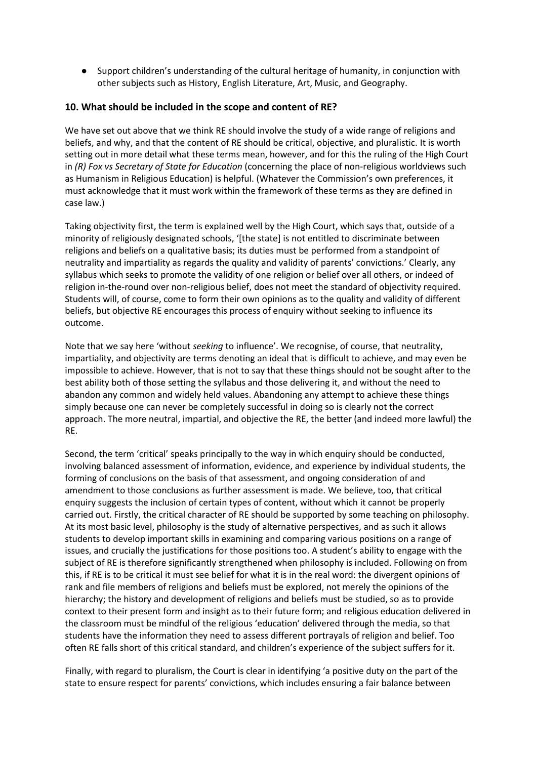- Support children's understanding of the cultural heritage of humanity, in conjunction with other subjects such as History, English Literature, Art, Music, and Geography.

## 10. What should be included in the scope and content of RE?

We have set out above that we think RE should involve the study of a wide range of religions and beliefs, and why, and that the content of RE should be critical, objective, and pluralistic. It is worth setting out in more detail what these terms mean, however, and for this the ruling of the High Court in *(R) Fox vs Secretary of State for Education* (concerning the place of non-religious worldviews such as Humanism in Religious Education) is helpful. (Whatever the Commission's own preferences, it must acknowledge that it must work within the framework of these terms as they are defined in case law.)

Taking objectivity first, the term is explained well by the High Court, which says that, outside of a minority of religiously designated schools, '[the state] is not entitled to discriminate between religions and beliefs on a qualitative basis; its duties must be performed from a standpoint of neutrality and impartiality as regards the quality and validity of parents' convictions.' Clearly, any syllabus which seeks to promote the validity of one religion or belief over all others, or indeed of religion in-the-round over non-religious belief, does not meet the standard of objectivity required. Students will, of course, come to form their own opinions as to the quality and validity of different beliefs, but objective RE encourages this process of enquiry without seeking to influence its outcome.

Note that we say here 'without *seeking* to influence'. We recognise, of course, that neutrality, impartiality, and objectivity are terms denoting an ideal that is difficult to achieve, and may even be impossible to achieve. However, that is not to say that these things should not be sought after to the best ability both of those setting the syllabus and those delivering it, and without the need to abandon any common and widely held values. Abandoning any attempt to achieve these things simply because one can never be completely successful in doing so is clearly not the correct approach. The more neutral, impartial, and objective the RE, the better (and indeed more lawful) the RE.

Second, the term 'critical' speaks principally to the way in which enquiry should be conducted, involving balanced assessment of information, evidence, and experience by individual students, the forming of conclusions on the basis of that assessment, and ongoing consideration of and amendment to those conclusions as further assessment is made. We believe, too, that critical enquiry suggests the inclusion of certain types of content, without which it cannot be properly carried out. Firstly, the critical character of RE should be supported by some teaching on philosophy. At its most basic level, philosophy is the study of alternative perspectives, and as such it allows students to develop important skills in examining and comparing various positions on a range of issues, and crucially the justifications for those positions too. A student's ability to engage with the subject of RE is therefore significantly strengthened when philosophy is included. Following on from this, if RE is to be critical it must see belief for what it is in the real word: the divergent opinions of rank and file members of religions and beliefs must be explored, not merely the opinions of the hierarchy; the history and development of religions and beliefs must be studied, so as to provide context to their present form and insight as to their future form; and religious education delivered in the classroom must be mindful of the religious 'education' delivered through the media, so that students have the information they need to assess different portrayals of religion and belief. Too often RE falls short of this critical standard, and children's experience of the subject suffers for it.

Finally, with regard to pluralism, the Court is clear in identifying 'a positive duty on the part of the state to ensure respect for parents' convictions, which includes ensuring a fair balance between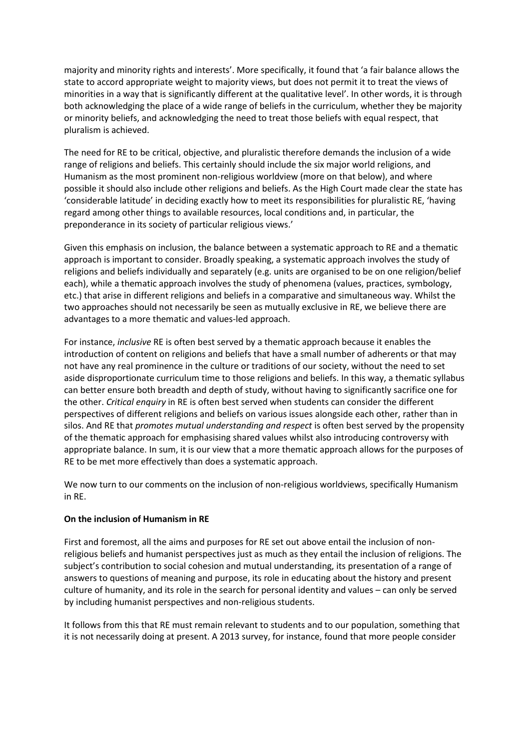majority and minority rights and interests'. More specifically, it found that 'a fair balance allows the state to accord appropriate weight to majority views, but does not permit it to treat the views of minorities in a way that is significantly different at the qualitative level'. In other words, it is through both acknowledging the place of a wide range of beliefs in the curriculum, whether they be majority or minority beliefs, and acknowledging the need to treat those beliefs with equal respect, that pluralism is achieved.

The need for RE to be critical, objective, and pluralistic therefore demands the inclusion of a wide range of religions and beliefs. This certainly should include the six major world religions, and Humanism as the most prominent non-religious worldview (more on that below), and where possible it should also include other religions and beliefs. As the High Court made clear the state has 'considerable latitude' in deciding exactly how to meet its responsibilities for pluralistic RE, 'having regard among other things to available resources, local conditions and, in particular, the preponderance in its society of particular religious views.'

Given this emphasis on inclusion, the balance between a systematic approach to RE and a thematic approach is important to consider. Broadly speaking, a systematic approach involves the study of religions and beliefs individually and separately (e.g. units are organised to be on one religion/belief each), while a thematic approach involves the study of phenomena (values, practices, symbology, etc.) that arise in different religions and beliefs in a comparative and simultaneous way. Whilst the two approaches should not necessarily be seen as mutually exclusive in RE, we believe there are advantages to a more thematic and values-led approach.

For instance, *inclusive* RE is often best served by a thematic approach because it enables the introduction of content on religions and beliefs that have a small number of adherents or that may not have any real prominence in the culture or traditions of our society, without the need to set aside disproportionate curriculum time to those religions and beliefs. In this way, a thematic syllabus can better ensure both breadth and depth of study, without having to significantly sacrifice one for the other. *Critical enquiry* in RE is often best served when students can consider the different perspectives of different religions and beliefs on various issues alongside each other, rather than in silos. And RE that *promotes mutual understanding and respect* is often best served by the propensity of the thematic approach for emphasising shared values whilst also introducing controversy with appropriate balance. In sum, it is our view that a more thematic approach allows for the purposes of RE to be met more effectively than does a systematic approach.

We now turn to our comments on the inclusion of non-religious worldviews, specifically Humanism in RE.

**On the inclusion of Humanism in RE**

First and foremost, all the aims and purposes for RE set out above entail the inclusion of non-religious beliefs and humanist perspectives just as much as they entail the inclusion of religions. The subject's contribution to social cohesion and mutual understanding, its presentation of a range of answers to questions of meaning and purpose, its role in educating about the history and present culture of humanity, and its role in the search for personal identity and values – can only be served by including humanist perspectives and non-religious students.

It follows from this that RE must remain relevant to students and to our population, something that it is not necessarily doing at present. A 2013 survey, for instance, found that more people consider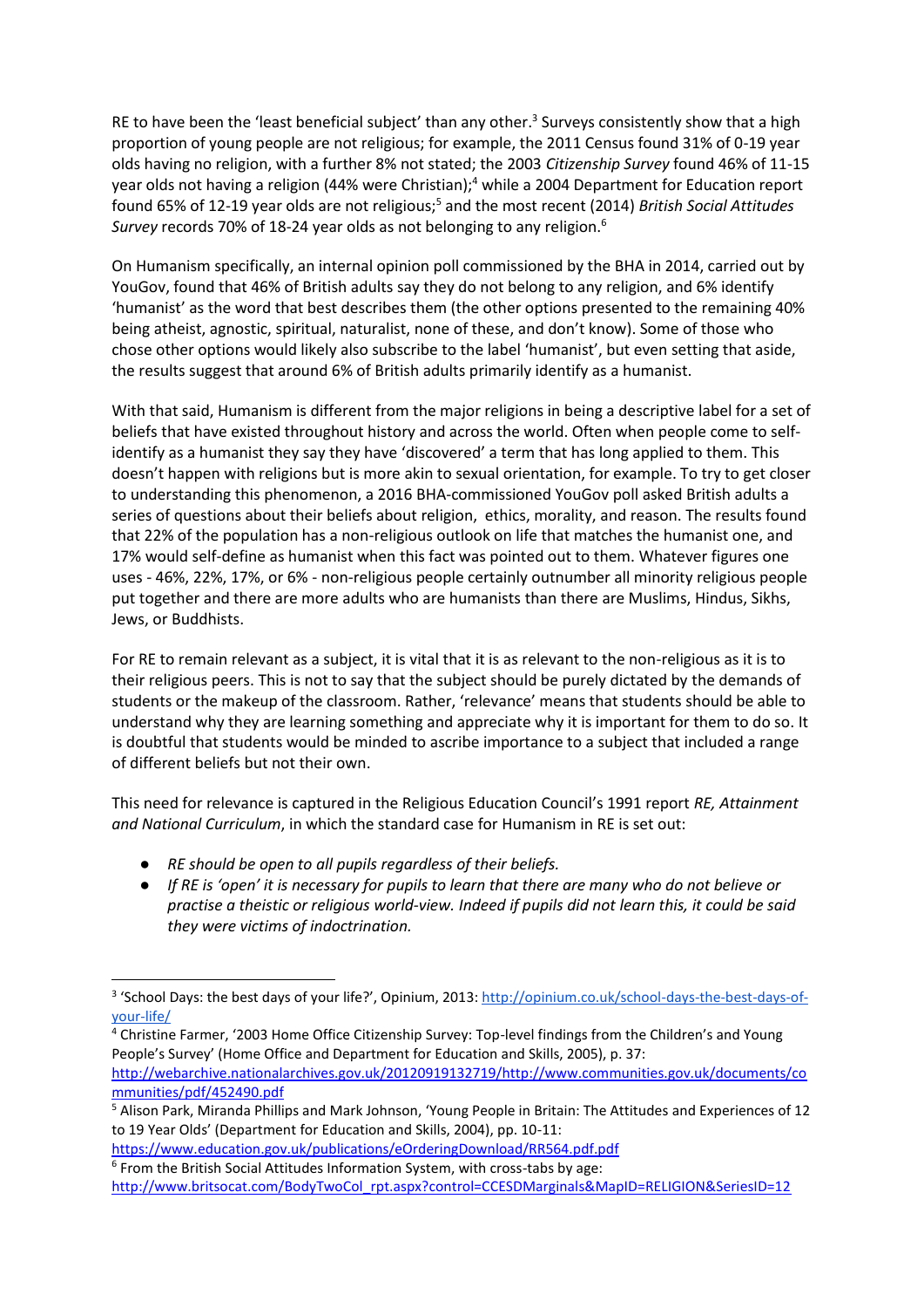RE to have been the 'least beneficial subject' than any other.[3] Surveys consistently show that a high proportion of young people are not religious; for example, the 2011 Census found 31% of 0-19 year olds having no religion, with a further 8% not stated; the 2003 *Citizenship Survey* found 46% of 11-15 year olds not having a religion (44% were Christian);[4] while a 2004 Department for Education report found 65% of 12-19 year olds are not religious;[5] and the most recent (2014) *British Social Attitudes Survey* records 70% of 18-24 year olds as not belonging to any religion.[6]

On Humanism specifically, an internal opinion poll commissioned by the BHA in 2014, carried out by YouGov, found that 46% of British adults say they do not belong to any religion, and 6% identify 'humanist' as the word that best describes them (the other options presented to the remaining 40% being atheist, agnostic, spiritual, naturalist, none of these, and don't know). Some of those who chose other options would likely also subscribe to the label 'humanist', but even setting that aside, the results suggest that around 6% of British adults primarily identify as a humanist.

With that said, Humanism is different from the major religions in being a descriptive label for a set of beliefs that have existed throughout history and across the world. Often when people come to self-identify as a humanist they say they have 'discovered' a term that has long applied to them. This doesn't happen with religions but is more akin to sexual orientation, for example. To try to get closer to understanding this phenomenon, a 2016 BHA-commissioned YouGov poll asked British adults a series of questions about their beliefs about religion, ethics, morality, and reason. The results found that 22% of the population has a non-religious outlook on life that matches the humanist one, and 17% would self-define as humanist when this fact was pointed out to them. Whatever figures one uses - 46%, 22%, 17%, or 6% - non-religious people certainly outnumber all minority religious people put together and there are more adults who are humanists than there are Muslims, Hindus, Sikhs, Jews, or Buddhists.

For RE to remain relevant as a subject, it is vital that it is as relevant to the non-religious as it is to their religious peers. This is not to say that the subject should be purely dictated by the demands of students or the makeup of the classroom. Rather, 'relevance' means that students should be able to understand why they are learning something and appreciate why it is important for them to do so. It is doubtful that students would be minded to ascribe importance to a subject that included a range of different beliefs but not their own.

This need for relevance is captured in the Religious Education Council's 1991 report *RE, Attainment and National Curriculum*, in which the standard case for Humanism in RE is set out:

- *RE should be open to all pupils regardless of their beliefs.*
- *If RE is 'open' it is necessary for pupils to learn that there are many who do not believe or practise a theistic or religious world-view. Indeed if pupils did not learn this, it could be said they were victims of indoctrination.*

---

[3] 'School Days: the best days of your life?', Opinium, 2013: http://opinium.co.uk/school-days-the-best-days-of-your-life/

[4] Christine Farmer, '2003 Home Office Citizenship Survey: Top-level findings from the Children's and Young People's Survey' (Home Office and Department for Education and Skills, 2005), p. 37: http://webarchive.nationalarchives.gov.uk/20120919132719/http://www.communities.gov.uk/documents/communities/pdf/452490.pdf

[5] Alison Park, Miranda Phillips and Mark Johnson, 'Young People in Britain: The Attitudes and Experiences of 12 to 19 Year Olds' (Department for Education and Skills, 2004), pp. 10-11: https://www.education.gov.uk/publications/eOrderingDownload/RR564.pdf.pdf

[6] From the British Social Attitudes Information System, with cross-tabs by age: http://www.britsocat.com/BodyTwoCol_rpt.aspx?control=CCESDMarginals&MapID=RELIGION&SeriesID=12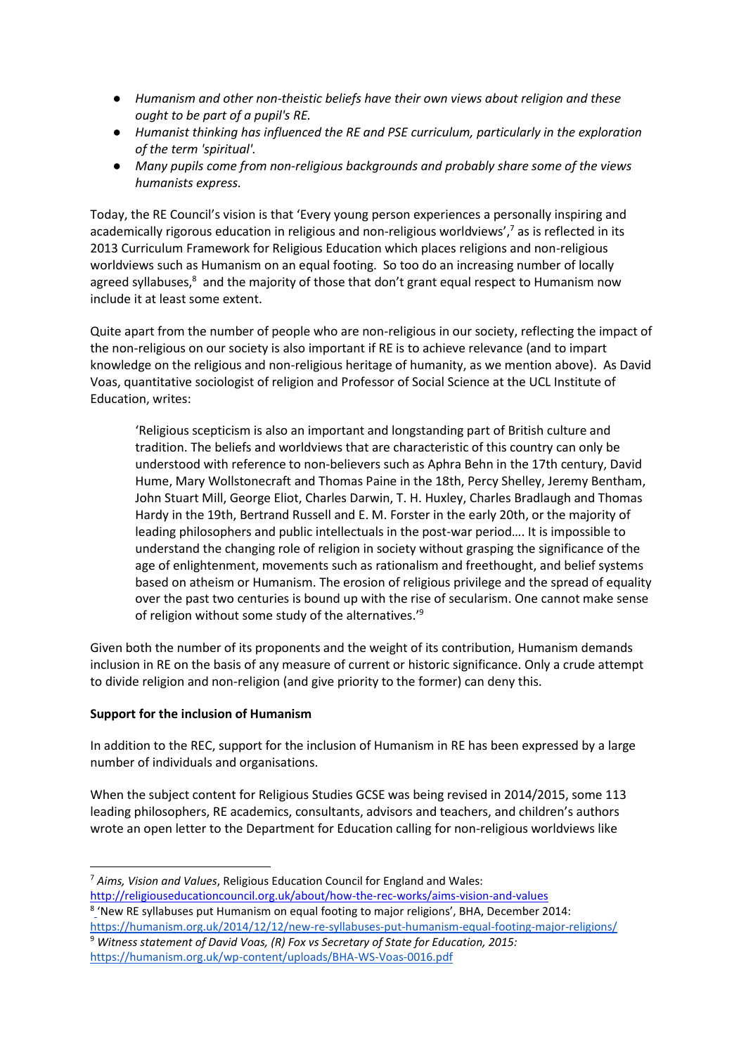- *Humanism and other non-theistic beliefs have their own views about religion and these ought to be part of a pupil's RE.*
- *Humanist thinking has influenced the RE and PSE curriculum, particularly in the exploration of the term 'spiritual'.*
- *Many pupils come from non-religious backgrounds and probably share some of the views humanists express.*

Today, the RE Council's vision is that 'Every young person experiences a personally inspiring and academically rigorous education in religious and non-religious worldviews',[7] as is reflected in its 2013 Curriculum Framework for Religious Education which places religions and non-religious worldviews such as Humanism on an equal footing. So too do an increasing number of locally agreed syllabuses,[8] and the majority of those that don't grant equal respect to Humanism now include it at least some extent.

Quite apart from the number of people who are non-religious in our society, reflecting the impact of the non-religious on our society is also important if RE is to achieve relevance (and to impart knowledge on the religious and non-religious heritage of humanity, as we mention above). As David Voas, quantitative sociologist of religion and Professor of Social Science at the UCL Institute of Education, writes:

> 'Religious scepticism is also an important and longstanding part of British culture and tradition. The beliefs and worldviews that are characteristic of this country can only be understood with reference to non-believers such as Aphra Behn in the 17th century, David Hume, Mary Wollstonecraft and Thomas Paine in the 18th, Percy Shelley, Jeremy Bentham, John Stuart Mill, George Eliot, Charles Darwin, T. H. Huxley, Charles Bradlaugh and Thomas Hardy in the 19th, Bertrand Russell and E. M. Forster in the early 20th, or the majority of leading philosophers and public intellectuals in the post-war period…. It is impossible to understand the changing role of religion in society without grasping the significance of the age of enlightenment, movements such as rationalism and freethought, and belief systems based on atheism or Humanism. The erosion of religious privilege and the spread of equality over the past two centuries is bound up with the rise of secularism. One cannot make sense of religion without some study of the alternatives.'[9]

Given both the number of its proponents and the weight of its contribution, Humanism demands inclusion in RE on the basis of any measure of current or historic significance. Only a crude attempt to divide religion and non-religion (and give priority to the former) can deny this.

**Support for the inclusion of Humanism**

In addition to the REC, support for the inclusion of Humanism in RE has been expressed by a large number of individuals and organisations.

When the subject content for Religious Studies GCSE was being revised in 2014/2015, some 113 leading philosophers, RE academics, consultants, advisors and teachers, and children's authors wrote an open letter to the Department for Education calling for non-religious worldviews like

---

[7] *Aims, Vision and Values*, Religious Education Council for England and Wales: http://religiouseducationcouncil.org.uk/about/how-the-rec-works/aims-vision-and-values

[8] 'New RE syllabuses put Humanism on equal footing to major religions', BHA, December 2014: https://humanism.org.uk/2014/12/12/new-re-syllabuses-put-humanism-equal-footing-major-religions/

[9] *Witness statement of David Voas, (R) Fox vs Secretary of State for Education, 2015:* https://humanism.org.uk/wp-content/uploads/BHA-WS-Voas-0016.pdf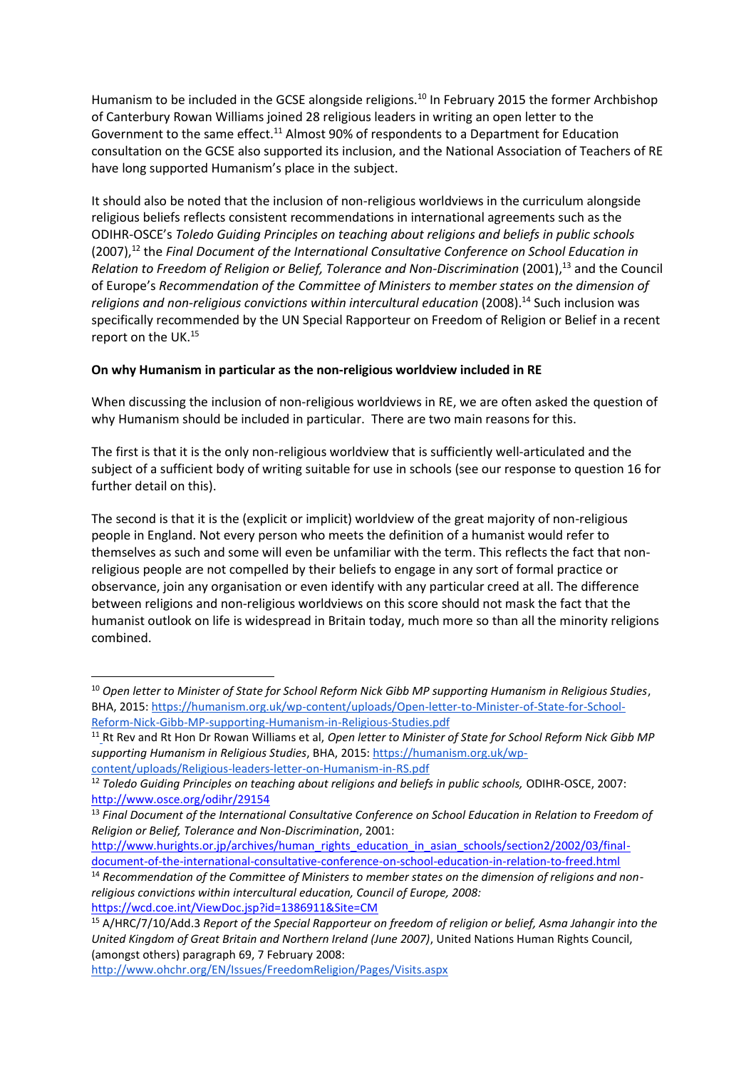Humanism to be included in the GCSE alongside religions.[10] In February 2015 the former Archbishop of Canterbury Rowan Williams joined 28 religious leaders in writing an open letter to the Government to the same effect.[11] Almost 90% of respondents to a Department for Education consultation on the GCSE also supported its inclusion, and the National Association of Teachers of RE have long supported Humanism's place in the subject.

It should also be noted that the inclusion of non-religious worldviews in the curriculum alongside religious beliefs reflects consistent recommendations in international agreements such as the ODIHR-OSCE's *Toledo Guiding Principles on teaching about religions and beliefs in public schools* (2007),[12] the *Final Document of the International Consultative Conference on School Education in Relation to Freedom of Religion or Belief, Tolerance and Non-Discrimination* (2001),[13] and the Council of Europe's *Recommendation of the Committee of Ministers to member states on the dimension of religions and non-religious convictions within intercultural education* (2008).[14] Such inclusion was specifically recommended by the UN Special Rapporteur on Freedom of Religion or Belief in a recent report on the UK.[15]

**On why Humanism in particular as the non-religious worldview included in RE**

When discussing the inclusion of non-religious worldviews in RE, we are often asked the question of why Humanism should be included in particular. There are two main reasons for this.

The first is that it is the only non-religious worldview that is sufficiently well-articulated and the subject of a sufficient body of writing suitable for use in schools (see our response to question 16 for further detail on this).

The second is that it is the (explicit or implicit) worldview of the great majority of non-religious people in England. Not every person who meets the definition of a humanist would refer to themselves as such and some will even be unfamiliar with the term. This reflects the fact that non-religious people are not compelled by their beliefs to engage in any sort of formal practice or observance, join any organisation or even identify with any particular creed at all. The difference between religions and non-religious worldviews on this score should not mask the fact that the humanist outlook on life is widespread in Britain today, much more so than all the minority religions combined.

---

[10] *Open letter to Minister of State for School Reform Nick Gibb MP supporting Humanism in Religious Studies*, BHA, 2015: https://humanism.org.uk/wp-content/uploads/Open-letter-to-Minister-of-State-for-School-Reform-Nick-Gibb-MP-supporting-Humanism-in-Religious-Studies.pdf

[11] Rt Rev and Rt Hon Dr Rowan Williams et al, *Open letter to Minister of State for School Reform Nick Gibb MP supporting Humanism in Religious Studies*, BHA, 2015: https://humanism.org.uk/wp-content/uploads/Religious-leaders-letter-on-Humanism-in-RS.pdf

[12] *Toledo Guiding Principles on teaching about religions and beliefs in public schools,* ODIHR-OSCE, 2007: http://www.osce.org/odihr/29154

[13] *Final Document of the International Consultative Conference on School Education in Relation to Freedom of Religion or Belief, Tolerance and Non-Discrimination*, 2001: http://www.hurights.or.jp/archives/human_rights_education_in_asian_schools/section2/2002/03/final-document-of-the-international-consultative-conference-on-school-education-in-relation-to-freed.html

[14] *Recommendation of the Committee of Ministers to member states on the dimension of religions and non-religious convictions within intercultural education, Council of Europe, 2008:* https://wcd.coe.int/ViewDoc.jsp?id=1386911&Site=CM

[15] A/HRC/7/10/Add.3 *Report of the Special Rapporteur on freedom of religion or belief, Asma Jahangir into the United Kingdom of Great Britain and Northern Ireland (June 2007)*, United Nations Human Rights Council, (amongst others) paragraph 69, 7 February 2008: http://www.ohchr.org/EN/Issues/FreedomReligion/Pages/Visits.aspx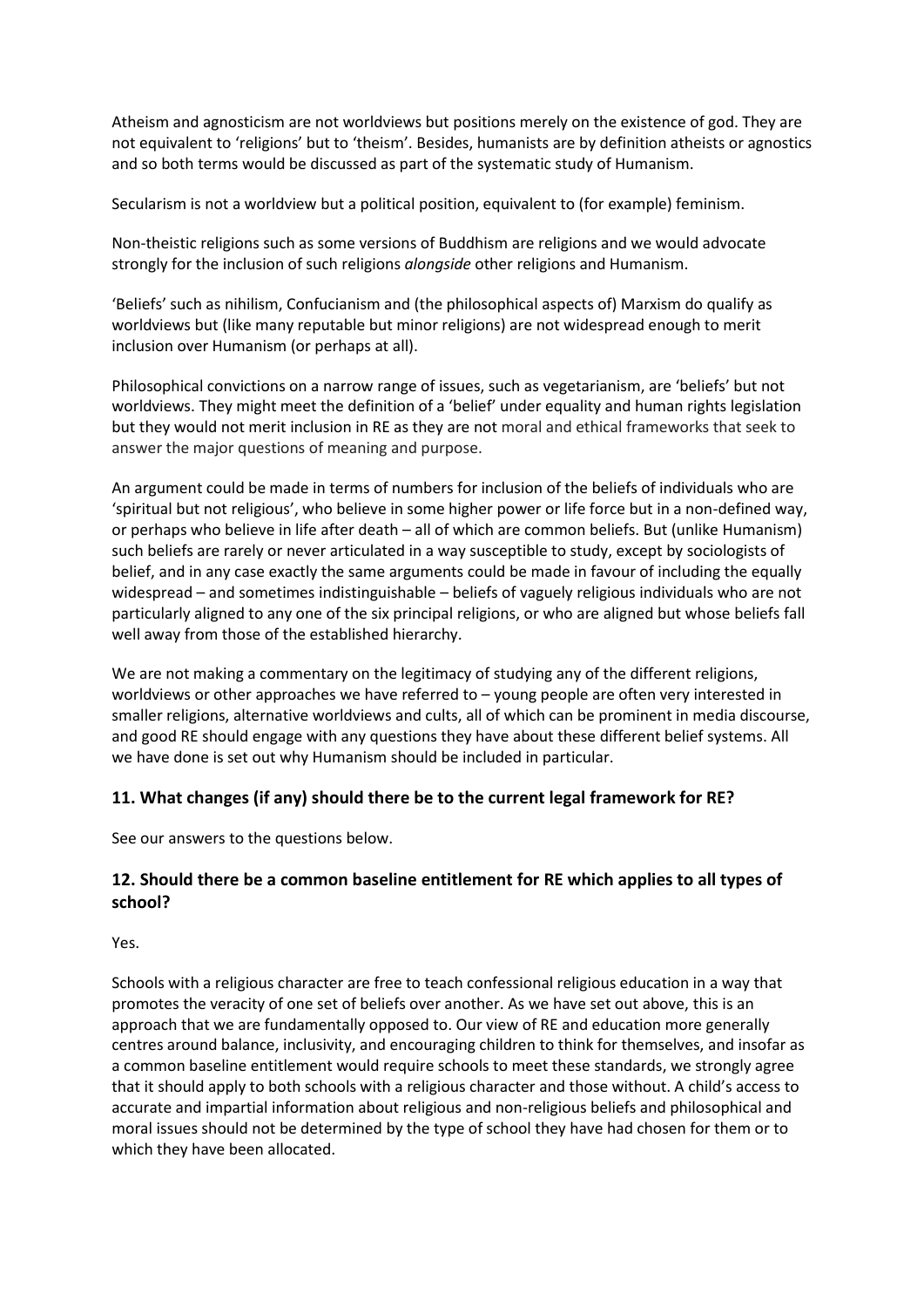Atheism and agnosticism are not worldviews but positions merely on the existence of god. They are not equivalent to 'religions' but to 'theism'. Besides, humanists are by definition atheists or agnostics and so both terms would be discussed as part of the systematic study of Humanism.

Secularism is not a worldview but a political position, equivalent to (for example) feminism.

Non-theistic religions such as some versions of Buddhism are religions and we would advocate strongly for the inclusion of such religions *alongside* other religions and Humanism.

'Beliefs' such as nihilism, Confucianism and (the philosophical aspects of) Marxism do qualify as worldviews but (like many reputable but minor religions) are not widespread enough to merit inclusion over Humanism (or perhaps at all).

Philosophical convictions on a narrow range of issues, such as vegetarianism, are 'beliefs' but not worldviews. They might meet the definition of a 'belief' under equality and human rights legislation but they would not merit inclusion in RE as they are not moral and ethical frameworks that seek to answer the major questions of meaning and purpose.

An argument could be made in terms of numbers for inclusion of the beliefs of individuals who are 'spiritual but not religious', who believe in some higher power or life force but in a non-defined way, or perhaps who believe in life after death – all of which are common beliefs. But (unlike Humanism) such beliefs are rarely or never articulated in a way susceptible to study, except by sociologists of belief, and in any case exactly the same arguments could be made in favour of including the equally widespread – and sometimes indistinguishable – beliefs of vaguely religious individuals who are not particularly aligned to any one of the six principal religions, or who are aligned but whose beliefs fall well away from those of the established hierarchy.

We are not making a commentary on the legitimacy of studying any of the different religions, worldviews or other approaches we have referred to – young people are often very interested in smaller religions, alternative worldviews and cults, all of which can be prominent in media discourse, and good RE should engage with any questions they have about these different belief systems. All we have done is set out why Humanism should be included in particular.

## 11. What changes (if any) should there be to the current legal framework for RE?

See our answers to the questions below.

## 12. Should there be a common baseline entitlement for RE which applies to all types of school?

Yes.

Schools with a religious character are free to teach confessional religious education in a way that promotes the veracity of one set of beliefs over another. As we have set out above, this is an approach that we are fundamentally opposed to. Our view of RE and education more generally centres around balance, inclusivity, and encouraging children to think for themselves, and insofar as a common baseline entitlement would require schools to meet these standards, we strongly agree that it should apply to both schools with a religious character and those without. A child's access to accurate and impartial information about religious and non-religious beliefs and philosophical and moral issues should not be determined by the type of school they have had chosen for them or to which they have been allocated.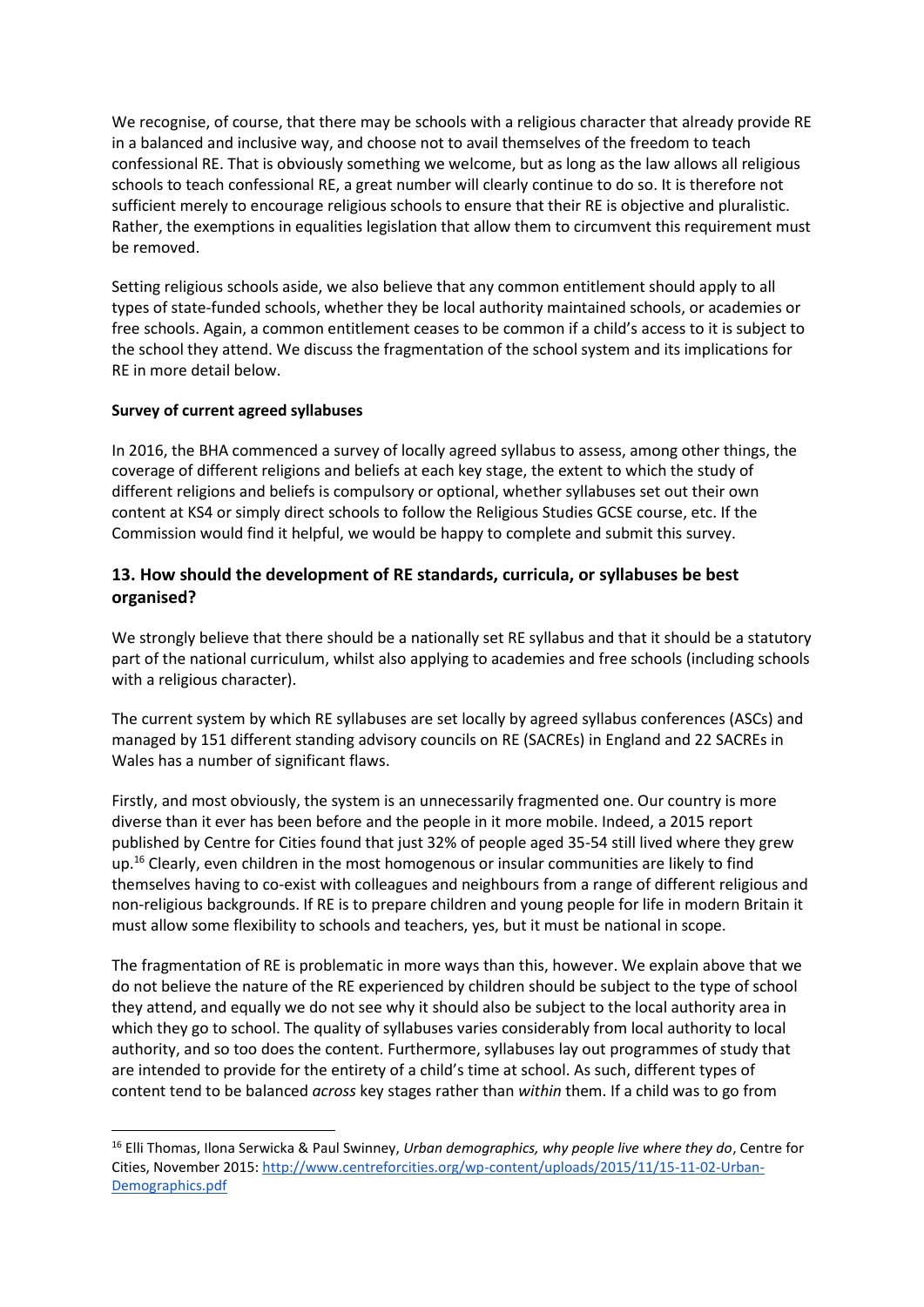We recognise, of course, that there may be schools with a religious character that already provide RE in a balanced and inclusive way, and choose not to avail themselves of the freedom to teach confessional RE. That is obviously something we welcome, but as long as the law allows all religious schools to teach confessional RE, a great number will clearly continue to do so. It is therefore not sufficient merely to encourage religious schools to ensure that their RE is objective and pluralistic. Rather, the exemptions in equalities legislation that allow them to circumvent this requirement must be removed.

Setting religious schools aside, we also believe that any common entitlement should apply to all types of state-funded schools, whether they be local authority maintained schools, or academies or free schools. Again, a common entitlement ceases to be common if a child's access to it is subject to the school they attend. We discuss the fragmentation of the school system and its implications for RE in more detail below.

**Survey of current agreed syllabuses**

In 2016, the BHA commenced a survey of locally agreed syllabus to assess, among other things, the coverage of different religions and beliefs at each key stage, the extent to which the study of different religions and beliefs is compulsory or optional, whether syllabuses set out their own content at KS4 or simply direct schools to follow the Religious Studies GCSE course, etc. If the Commission would find it helpful, we would be happy to complete and submit this survey.

## 13. How should the development of RE standards, curricula, or syllabuses be best organised?

We strongly believe that there should be a nationally set RE syllabus and that it should be a statutory part of the national curriculum, whilst also applying to academies and free schools (including schools with a religious character).

The current system by which RE syllabuses are set locally by agreed syllabus conferences (ASCs) and managed by 151 different standing advisory councils on RE (SACREs) in England and 22 SACREs in Wales has a number of significant flaws.

Firstly, and most obviously, the system is an unnecessarily fragmented one. Our country is more diverse than it ever has been before and the people in it more mobile. Indeed, a 2015 report published by Centre for Cities found that just 32% of people aged 35-54 still lived where they grew up.[16] Clearly, even children in the most homogenous or insular communities are likely to find themselves having to co-exist with colleagues and neighbours from a range of different religious and non-religious backgrounds. If RE is to prepare children and young people for life in modern Britain it must allow some flexibility to schools and teachers, yes, but it must be national in scope.

The fragmentation of RE is problematic in more ways than this, however. We explain above that we do not believe the nature of the RE experienced by children should be subject to the type of school they attend, and equally we do not see why it should also be subject to the local authority area in which they go to school. The quality of syllabuses varies considerably from local authority to local authority, and so too does the content. Furthermore, syllabuses lay out programmes of study that are intended to provide for the entirety of a child's time at school. As such, different types of content tend to be balanced *across* key stages rather than *within* them. If a child was to go from

---

[16] Elli Thomas, Ilona Serwicka & Paul Swinney, *Urban demographics, why people live where they do*, Centre for Cities, November 2015: http://www.centreforcities.org/wp-content/uploads/2015/11/15-11-02-Urban-Demographics.pdf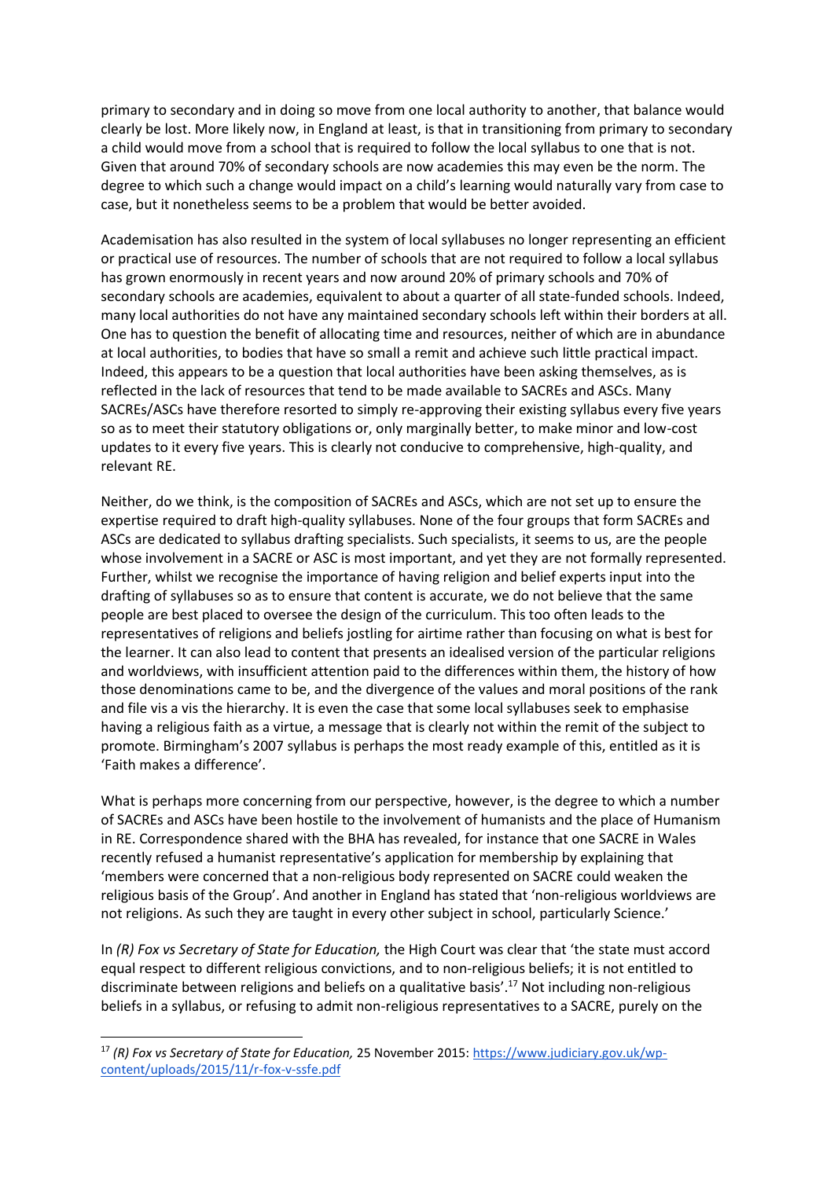primary to secondary and in doing so move from one local authority to another, that balance would clearly be lost. More likely now, in England at least, is that in transitioning from primary to secondary a child would move from a school that is required to follow the local syllabus to one that is not. Given that around 70% of secondary schools are now academies this may even be the norm. The degree to which such a change would impact on a child's learning would naturally vary from case to case, but it nonetheless seems to be a problem that would be better avoided.

Academisation has also resulted in the system of local syllabuses no longer representing an efficient or practical use of resources. The number of schools that are not required to follow a local syllabus has grown enormously in recent years and now around 20% of primary schools and 70% of secondary schools are academies, equivalent to about a quarter of all state-funded schools. Indeed, many local authorities do not have any maintained secondary schools left within their borders at all. One has to question the benefit of allocating time and resources, neither of which are in abundance at local authorities, to bodies that have so small a remit and achieve such little practical impact. Indeed, this appears to be a question that local authorities have been asking themselves, as is reflected in the lack of resources that tend to be made available to SACREs and ASCs. Many SACREs/ASCs have therefore resorted to simply re-approving their existing syllabus every five years so as to meet their statutory obligations or, only marginally better, to make minor and low-cost updates to it every five years. This is clearly not conducive to comprehensive, high-quality, and relevant RE.

Neither, do we think, is the composition of SACREs and ASCs, which are not set up to ensure the expertise required to draft high-quality syllabuses. None of the four groups that form SACREs and ASCs are dedicated to syllabus drafting specialists. Such specialists, it seems to us, are the people whose involvement in a SACRE or ASC is most important, and yet they are not formally represented. Further, whilst we recognise the importance of having religion and belief experts input into the drafting of syllabuses so as to ensure that content is accurate, we do not believe that the same people are best placed to oversee the design of the curriculum. This too often leads to the representatives of religions and beliefs jostling for airtime rather than focusing on what is best for the learner. It can also lead to content that presents an idealised version of the particular religions and worldviews, with insufficient attention paid to the differences within them, the history of how those denominations came to be, and the divergence of the values and moral positions of the rank and file vis a vis the hierarchy. It is even the case that some local syllabuses seek to emphasise having a religious faith as a virtue, a message that is clearly not within the remit of the subject to promote. Birmingham's 2007 syllabus is perhaps the most ready example of this, entitled as it is 'Faith makes a difference'.

What is perhaps more concerning from our perspective, however, is the degree to which a number of SACREs and ASCs have been hostile to the involvement of humanists and the place of Humanism in RE. Correspondence shared with the BHA has revealed, for instance that one SACRE in Wales recently refused a humanist representative's application for membership by explaining that 'members were concerned that a non-religious body represented on SACRE could weaken the religious basis of the Group'. And another in England has stated that 'non-religious worldviews are not religions. As such they are taught in every other subject in school, particularly Science.'

In *(R) Fox vs Secretary of State for Education,* the High Court was clear that 'the state must accord equal respect to different religious convictions, and to non-religious beliefs; it is not entitled to discriminate between religions and beliefs on a qualitative basis'.[17] Not including non-religious beliefs in a syllabus, or refusing to admit non-religious representatives to a SACRE, purely on the

[17] *(R) Fox vs Secretary of State for Education,* 25 November 2015: https://www.judiciary.gov.uk/wp-content/uploads/2015/11/r-fox-v-ssfe.pdf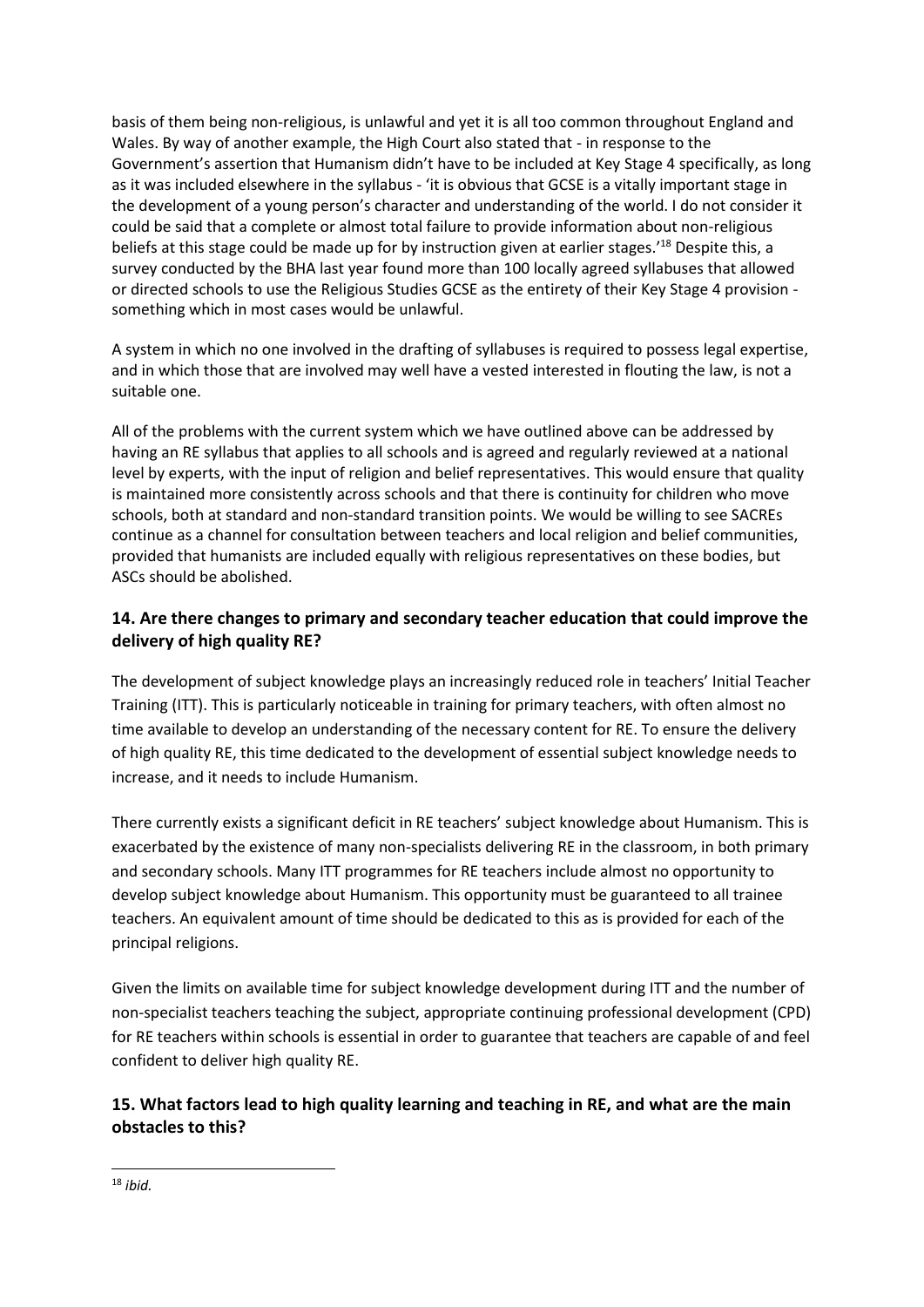basis of them being non-religious, is unlawful and yet it is all too common throughout England and Wales. By way of another example, the High Court also stated that - in response to the Government's assertion that Humanism didn't have to be included at Key Stage 4 specifically, as long as it was included elsewhere in the syllabus - 'it is obvious that GCSE is a vitally important stage in the development of a young person's character and understanding of the world. I do not consider it could be said that a complete or almost total failure to provide information about non-religious beliefs at this stage could be made up for by instruction given at earlier stages.'[18] Despite this, a survey conducted by the BHA last year found more than 100 locally agreed syllabuses that allowed or directed schools to use the Religious Studies GCSE as the entirety of their Key Stage 4 provision - something which in most cases would be unlawful.

A system in which no one involved in the drafting of syllabuses is required to possess legal expertise, and in which those that are involved may well have a vested interested in flouting the law, is not a suitable one.

All of the problems with the current system which we have outlined above can be addressed by having an RE syllabus that applies to all schools and is agreed and regularly reviewed at a national level by experts, with the input of religion and belief representatives. This would ensure that quality is maintained more consistently across schools and that there is continuity for children who move schools, both at standard and non-standard transition points. We would be willing to see SACREs continue as a channel for consultation between teachers and local religion and belief communities, provided that humanists are included equally with religious representatives on these bodies, but ASCs should be abolished.

## 14. Are there changes to primary and secondary teacher education that could improve the delivery of high quality RE?

The development of subject knowledge plays an increasingly reduced role in teachers' Initial Teacher Training (ITT). This is particularly noticeable in training for primary teachers, with often almost no time available to develop an understanding of the necessary content for RE. To ensure the delivery of high quality RE, this time dedicated to the development of essential subject knowledge needs to increase, and it needs to include Humanism.

There currently exists a significant deficit in RE teachers' subject knowledge about Humanism. This is exacerbated by the existence of many non-specialists delivering RE in the classroom, in both primary and secondary schools. Many ITT programmes for RE teachers include almost no opportunity to develop subject knowledge about Humanism. This opportunity must be guaranteed to all trainee teachers. An equivalent amount of time should be dedicated to this as is provided for each of the principal religions.

Given the limits on available time for subject knowledge development during ITT and the number of non-specialist teachers teaching the subject, appropriate continuing professional development (CPD) for RE teachers within schools is essential in order to guarantee that teachers are capable of and feel confident to deliver high quality RE.

## 15. What factors lead to high quality learning and teaching in RE, and what are the main obstacles to this?

[18] *ibid.*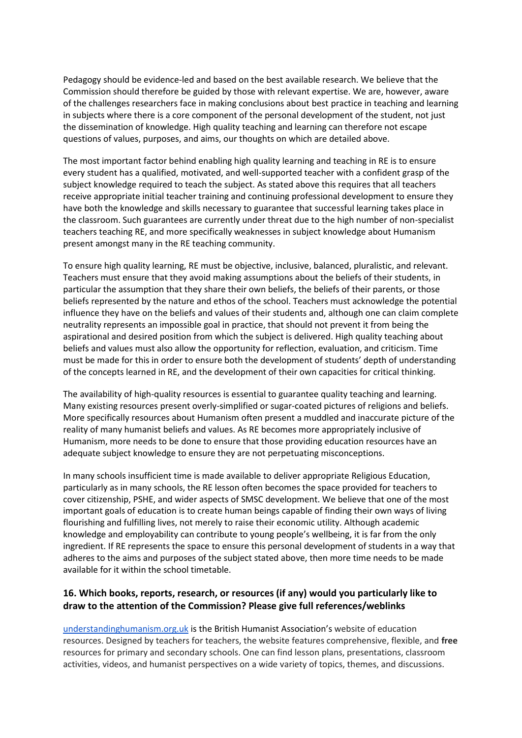Pedagogy should be evidence-led and based on the best available research. We believe that the Commission should therefore be guided by those with relevant expertise. We are, however, aware of the challenges researchers face in making conclusions about best practice in teaching and learning in subjects where there is a core component of the personal development of the student, not just the dissemination of knowledge. High quality teaching and learning can therefore not escape questions of values, purposes, and aims, our thoughts on which are detailed above.

The most important factor behind enabling high quality learning and teaching in RE is to ensure every student has a qualified, motivated, and well-supported teacher with a confident grasp of the subject knowledge required to teach the subject. As stated above this requires that all teachers receive appropriate initial teacher training and continuing professional development to ensure they have both the knowledge and skills necessary to guarantee that successful learning takes place in the classroom. Such guarantees are currently under threat due to the high number of non-specialist teachers teaching RE, and more specifically weaknesses in subject knowledge about Humanism present amongst many in the RE teaching community.

To ensure high quality learning, RE must be objective, inclusive, balanced, pluralistic, and relevant. Teachers must ensure that they avoid making assumptions about the beliefs of their students, in particular the assumption that they share their own beliefs, the beliefs of their parents, or those beliefs represented by the nature and ethos of the school. Teachers must acknowledge the potential influence they have on the beliefs and values of their students and, although one can claim complete neutrality represents an impossible goal in practice, that should not prevent it from being the aspirational and desired position from which the subject is delivered. High quality teaching about beliefs and values must also allow the opportunity for reflection, evaluation, and criticism. Time must be made for this in order to ensure both the development of students' depth of understanding of the concepts learned in RE, and the development of their own capacities for critical thinking.

The availability of high-quality resources is essential to guarantee quality teaching and learning. Many existing resources present overly-simplified or sugar-coated pictures of religions and beliefs. More specifically resources about Humanism often present a muddled and inaccurate picture of the reality of many humanist beliefs and values. As RE becomes more appropriately inclusive of Humanism, more needs to be done to ensure that those providing education resources have an adequate subject knowledge to ensure they are not perpetuating misconceptions.

In many schools insufficient time is made available to deliver appropriate Religious Education, particularly as in many schools, the RE lesson often becomes the space provided for teachers to cover citizenship, PSHE, and wider aspects of SMSC development. We believe that one of the most important goals of education is to create human beings capable of finding their own ways of living flourishing and fulfilling lives, not merely to raise their economic utility. Although academic knowledge and employability can contribute to young people's wellbeing, it is far from the only ingredient. If RE represents the space to ensure this personal development of students in a way that adheres to the aims and purposes of the subject stated above, then more time needs to be made available for it within the school timetable.

### 16. Which books, reports, research, or resources (if any) would you particularly like to draw to the attention of the Commission? Please give full references/weblinks

[understandinghumanism.org.uk](understandinghumanism.org.uk) is the British Humanist Association's website of education resources. Designed by teachers for teachers, the website features comprehensive, flexible, and **free** resources for primary and secondary schools. One can find lesson plans, presentations, classroom activities, videos, and humanist perspectives on a wide variety of topics, themes, and discussions.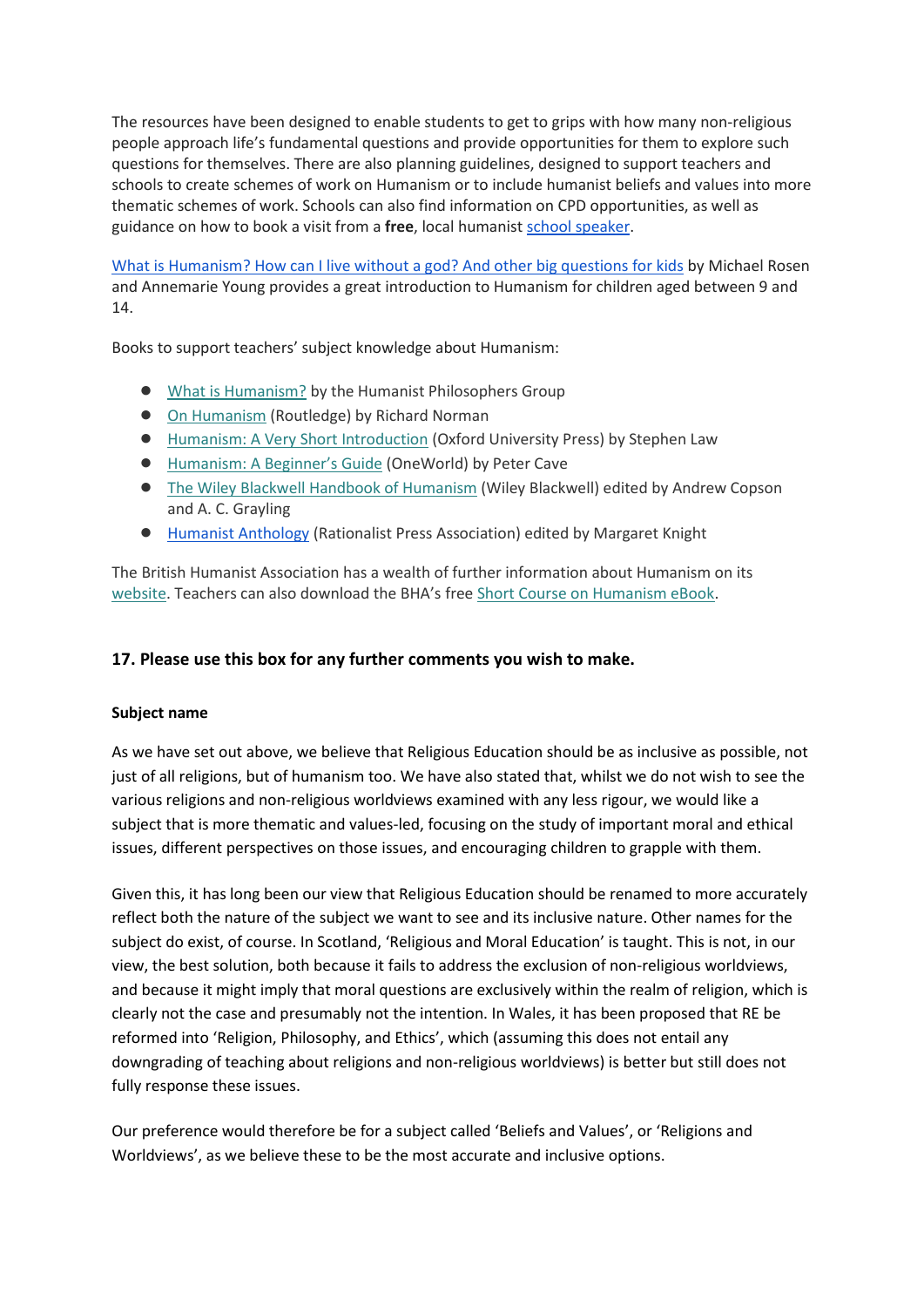The resources have been designed to enable students to get to grips with how many non-religious people approach life's fundamental questions and provide opportunities for them to explore such questions for themselves. There are also planning guidelines, designed to support teachers and schools to create schemes of work on Humanism or to include humanist beliefs and values into more thematic schemes of work. Schools can also find information on CPD opportunities, as well as guidance on how to book a visit from a **free**, local humanist school speaker.

What is Humanism? How can I live without a god? And other big questions for kids by Michael Rosen and Annemarie Young provides a great introduction to Humanism for children aged between 9 and 14.

Books to support teachers' subject knowledge about Humanism:

- What is Humanism? by the Humanist Philosophers Group
- On Humanism (Routledge) by Richard Norman
- Humanism: A Very Short Introduction (Oxford University Press) by Stephen Law
- Humanism: A Beginner's Guide (OneWorld) by Peter Cave
- The Wiley Blackwell Handbook of Humanism (Wiley Blackwell) edited by Andrew Copson and A. C. Grayling
- Humanist Anthology (Rationalist Press Association) edited by Margaret Knight

The British Humanist Association has a wealth of further information about Humanism on its website. Teachers can also download the BHA's free Short Course on Humanism eBook.

### 17. Please use this box for any further comments you wish to make.

**Subject name**

As we have set out above, we believe that Religious Education should be as inclusive as possible, not just of all religions, but of humanism too. We have also stated that, whilst we do not wish to see the various religions and non-religious worldviews examined with any less rigour, we would like a subject that is more thematic and values-led, focusing on the study of important moral and ethical issues, different perspectives on those issues, and encouraging children to grapple with them.

Given this, it has long been our view that Religious Education should be renamed to more accurately reflect both the nature of the subject we want to see and its inclusive nature. Other names for the subject do exist, of course. In Scotland, 'Religious and Moral Education' is taught. This is not, in our view, the best solution, both because it fails to address the exclusion of non-religious worldviews, and because it might imply that moral questions are exclusively within the realm of religion, which is clearly not the case and presumably not the intention. In Wales, it has been proposed that RE be reformed into 'Religion, Philosophy, and Ethics', which (assuming this does not entail any downgrading of teaching about religions and non-religious worldviews) is better but still does not fully response these issues.

Our preference would therefore be for a subject called 'Beliefs and Values', or 'Religions and Worldviews', as we believe these to be the most accurate and inclusive options.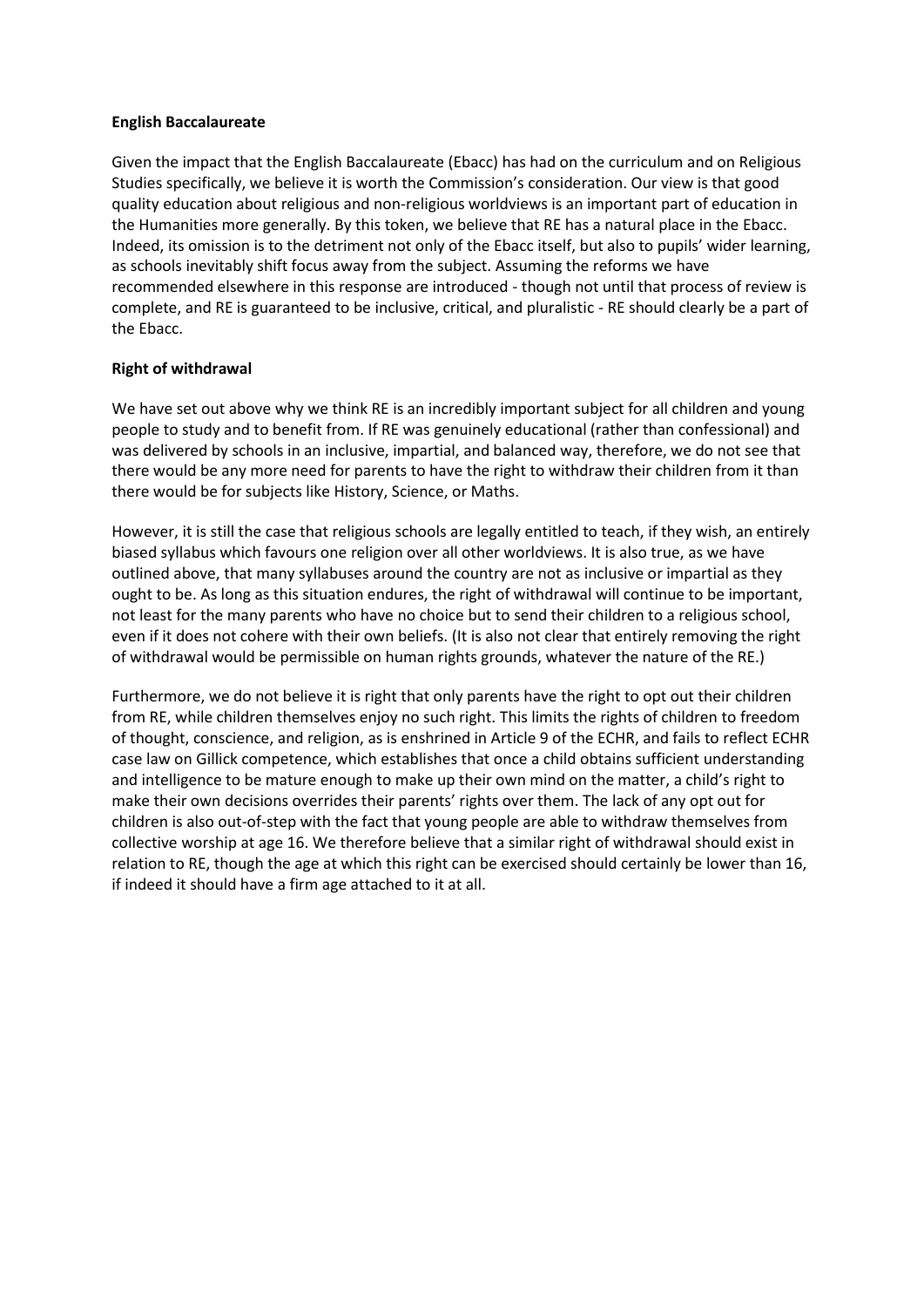**English Baccalaureate**

Given the impact that the English Baccalaureate (Ebacc) has had on the curriculum and on Religious Studies specifically, we believe it is worth the Commission's consideration. Our view is that good quality education about religious and non-religious worldviews is an important part of education in the Humanities more generally. By this token, we believe that RE has a natural place in the Ebacc. Indeed, its omission is to the detriment not only of the Ebacc itself, but also to pupils' wider learning, as schools inevitably shift focus away from the subject. Assuming the reforms we have recommended elsewhere in this response are introduced - though not until that process of review is complete, and RE is guaranteed to be inclusive, critical, and pluralistic - RE should clearly be a part of the Ebacc.

**Right of withdrawal**

We have set out above why we think RE is an incredibly important subject for all children and young people to study and to benefit from. If RE was genuinely educational (rather than confessional) and was delivered by schools in an inclusive, impartial, and balanced way, therefore, we do not see that there would be any more need for parents to have the right to withdraw their children from it than there would be for subjects like History, Science, or Maths.

However, it is still the case that religious schools are legally entitled to teach, if they wish, an entirely biased syllabus which favours one religion over all other worldviews. It is also true, as we have outlined above, that many syllabuses around the country are not as inclusive or impartial as they ought to be. As long as this situation endures, the right of withdrawal will continue to be important, not least for the many parents who have no choice but to send their children to a religious school, even if it does not cohere with their own beliefs. (It is also not clear that entirely removing the right of withdrawal would be permissible on human rights grounds, whatever the nature of the RE.)

Furthermore, we do not believe it is right that only parents have the right to opt out their children from RE, while children themselves enjoy no such right. This limits the rights of children to freedom of thought, conscience, and religion, as is enshrined in Article 9 of the ECHR, and fails to reflect ECHR case law on Gillick competence, which establishes that once a child obtains sufficient understanding and intelligence to be mature enough to make up their own mind on the matter, a child's right to make their own decisions overrides their parents' rights over them. The lack of any opt out for children is also out-of-step with the fact that young people are able to withdraw themselves from collective worship at age 16. We therefore believe that a similar right of withdrawal should exist in relation to RE, though the age at which this right can be exercised should certainly be lower than 16, if indeed it should have a firm age attached to it at all.